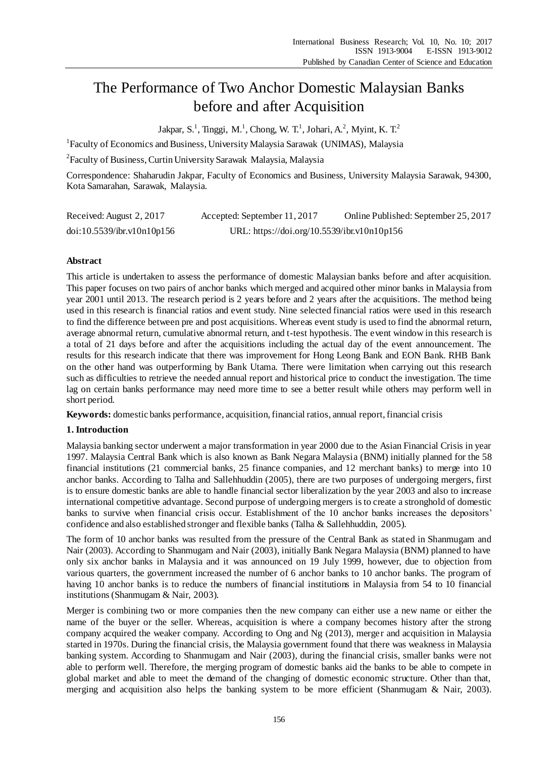# The Performance of Two Anchor Domestic Malaysian Banks before and after Acquisition

Jakpar, S.[1], Tinggi, M.[1], Chong, W. T.[1], Johari, A.[2], Myint, K. T.[2]

[1]Faculty of Economics and Business, University Malaysia Sarawak (UNIMAS), Malaysia

[2]Faculty of Business, Curtin University Sarawak Malaysia, Malaysia

Correspondence: Shaharudin Jakpar, Faculty of Economics and Business, University Malaysia Sarawak, 94300, Kota Samarahan, Sarawak, Malaysia.

Received: August 2, 2017 Accepted: September 11, 2017 Online Published: September 25, 2017

doi:10.5539/ibr.v10n10p156 URL: https://doi.org/10.5539/ibr.v10n10p156

## Abstract

This article is undertaken to assess the performance of domestic Malaysian banks before and after acquisition. This paper focuses on two pairs of anchor banks which merged and acquired other minor banks in Malaysia from year 2001 until 2013. The research period is 2 years before and 2 years after the acquisitions. The method being used in this research is financial ratios and event study. Nine selected financial ratios were used in this research to find the difference between pre and post acquisitions. Whereas event study is used to find the abnormal return, average abnormal return, cumulative abnormal return, and t-test hypothesis. The event window in this research is a total of 21 days before and after the acquisitions including the actual day of the event announcement. The results for this research indicate that there was improvement for Hong Leong Bank and EON Bank. RHB Bank on the other hand was outperforming by Bank Utama. There were limitation when carrying out this research such as difficulties to retrieve the needed annual report and historical price to conduct the investigation. The time lag on certain banks performance may need more time to see a better result while others may perform well in short period.

**Keywords:** domestic banks performance, acquisition, financial ratios, annual report, financial crisis

## 1. Introduction

Malaysia banking sector underwent a major transformation in year 2000 due to the Asian Financial Crisis in year 1997. Malaysia Central Bank which is also known as Bank Negara Malaysia (BNM) initially planned for the 58 financial institutions (21 commercial banks, 25 finance companies, and 12 merchant banks) to merge into 10 anchor banks. According to Talha and Sallehhuddin (2005), there are two purposes of undergoing mergers, first is to ensure domestic banks are able to handle financial sector liberalization by the year 2003 and also to increase international competitive advantage. Second purpose of undergoing mergers is to create a stronghold of domestic banks to survive when financial crisis occur. Establishment of the 10 anchor banks increases the depositors' confidence and also established stronger and flexible banks (Talha & Sallehhuddin, 2005).

The form of 10 anchor banks was resulted from the pressure of the Central Bank as stated in Shanmugam and Nair (2003). According to Shanmugam and Nair (2003), initially Bank Negara Malaysia (BNM) planned to have only six anchor banks in Malaysia and it was announced on 19 July 1999, however, due to objection from various quarters, the government increased the number of 6 anchor banks to 10 anchor banks. The program of having 10 anchor banks is to reduce the numbers of financial institutions in Malaysia from 54 to 10 financial institutions (Shanmugam & Nair, 2003).

Merger is combining two or more companies then the new company can either use a new name or either the name of the buyer or the seller. Whereas, acquisition is where a company becomes history after the strong company acquired the weaker company. According to Ong and Ng (2013), merger and acquisition in Malaysia started in 1970s. During the financial crisis, the Malaysia government found that there was weakness in Malaysia banking system. According to Shanmugam and Nair (2003), during the financial crisis, smaller banks were not able to perform well. Therefore, the merging program of domestic banks aid the banks to be able to compete in global market and able to meet the demand of the changing of domestic economic structure. Other than that, merging and acquisition also helps the banking system to be more efficient (Shanmugam & Nair, 2003).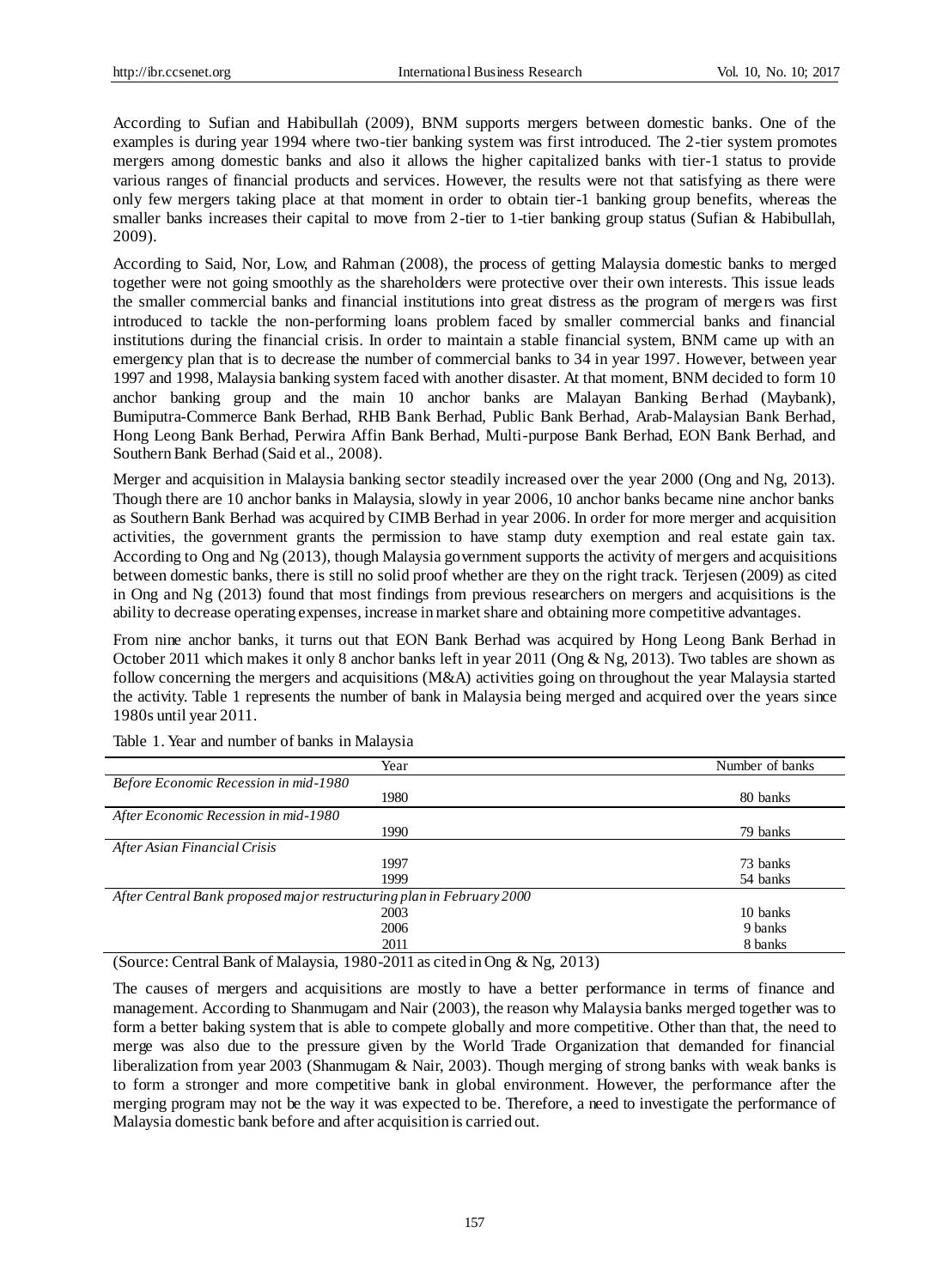According to Sufian and Habibullah (2009), BNM supports mergers between domestic banks. One of the examples is during year 1994 where two-tier banking system was first introduced. The 2-tier system promotes mergers among domestic banks and also it allows the higher capitalized banks with tier-1 status to provide various ranges of financial products and services. However, the results were not that satisfying as there were only few mergers taking place at that moment in order to obtain tier-1 banking group benefits, whereas the smaller banks increases their capital to move from 2-tier to 1-tier banking group status (Sufian & Habibullah, 2009).

According to Said, Nor, Low, and Rahman (2008), the process of getting Malaysia domestic banks to merged together were not going smoothly as the shareholders were protective over their own interests. This issue leads the smaller commercial banks and financial institutions into great distress as the program of mergers was first introduced to tackle the non-performing loans problem faced by smaller commercial banks and financial institutions during the financial crisis. In order to maintain a stable financial system, BNM came up with an emergency plan that is to decrease the number of commercial banks to 34 in year 1997. However, between year 1997 and 1998, Malaysia banking system faced with another disaster. At that moment, BNM decided to form 10 anchor banking group and the main 10 anchor banks are Malayan Banking Berhad (Maybank), Bumiputra-Commerce Bank Berhad, RHB Bank Berhad, Public Bank Berhad, Arab-Malaysian Bank Berhad, Hong Leong Bank Berhad, Perwira Affin Bank Berhad, Multi-purpose Bank Berhad, EON Bank Berhad, and Southern Bank Berhad (Said et al., 2008).

Merger and acquisition in Malaysia banking sector steadily increased over the year 2000 (Ong and Ng, 2013). Though there are 10 anchor banks in Malaysia, slowly in year 2006, 10 anchor banks became nine anchor banks as Southern Bank Berhad was acquired by CIMB Berhad in year 2006. In order for more merger and acquisition activities, the government grants the permission to have stamp duty exemption and real estate gain tax. According to Ong and Ng (2013), though Malaysia government supports the activity of mergers and acquisitions between domestic banks, there is still no solid proof whether are they on the right track. Terjesen (2009) as cited in Ong and Ng (2013) found that most findings from previous researchers on mergers and acquisitions is the ability to decrease operating expenses, increase in market share and obtaining more competitive advantages.

From nine anchor banks, it turns out that EON Bank Berhad was acquired by Hong Leong Bank Berhad in October 2011 which makes it only 8 anchor banks left in year 2011 (Ong & Ng, 2013). Two tables are shown as follow concerning the mergers and acquisitions (M&A) activities going on throughout the year Malaysia started the activity. Table 1 represents the number of bank in Malaysia being merged and acquired over the years since 1980s until year 2011.

Table 1. Year and number of banks in Malaysia

| Year | Number of banks |
|---|---|
| *Before Economic Recession in mid-1980* | |
| 1980 | 80 banks |
| *After Economic Recession in mid-1980* | |
| 1990 | 79 banks |
| *After Asian Financial Crisis* | |
| 1997 | 73 banks |
| 1999 | 54 banks |
| *After Central Bank proposed major restructuring plan in February 2000* | |
| 2003 | 10 banks |
| 2006 | 9 banks |
| 2011 | 8 banks |

(Source: Central Bank of Malaysia, 1980-2011 as cited in Ong & Ng, 2013)

The causes of mergers and acquisitions are mostly to have a better performance in terms of finance and management. According to Shanmugam and Nair (2003), the reason why Malaysia banks merged together was to form a better baking system that is able to compete globally and more competitive. Other than that, the need to merge was also due to the pressure given by the World Trade Organization that demanded for financial liberalization from year 2003 (Shanmugam & Nair, 2003). Though merging of strong banks with weak banks is to form a stronger and more competitive bank in global environment. However, the performance after the merging program may not be the way it was expected to be. Therefore, a need to investigate the performance of Malaysia domestic bank before and after acquisition is carried out.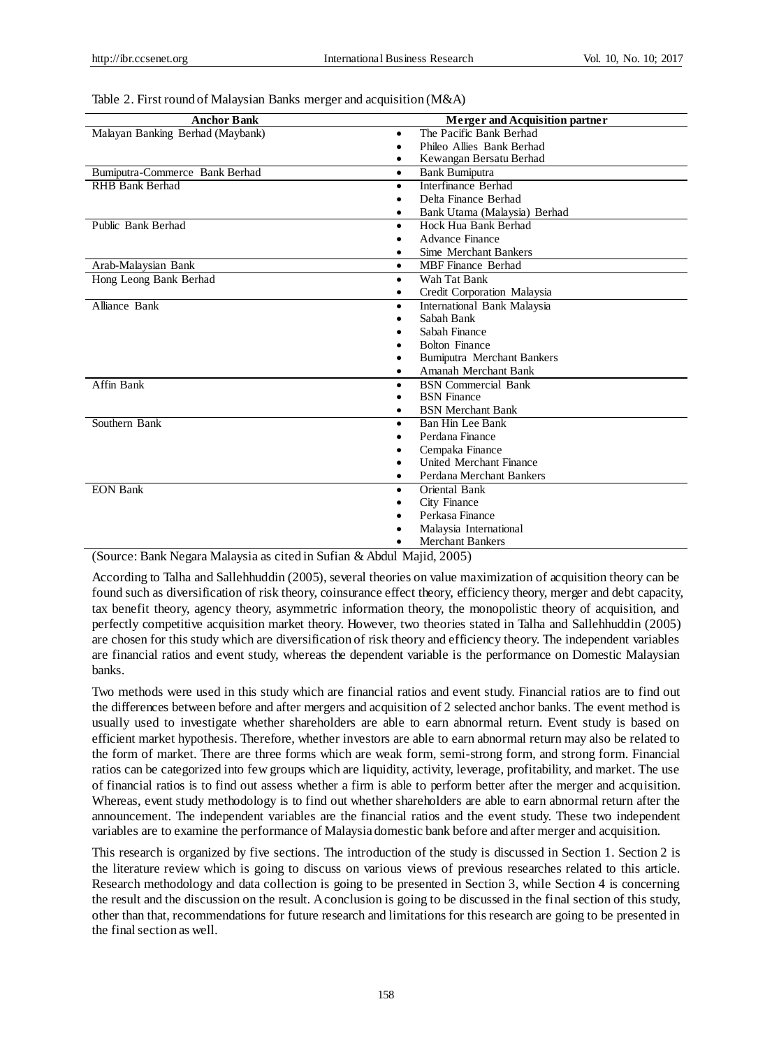Table 2. First round of Malaysian Banks merger and acquisition (M&A)

| Anchor Bank | Merger and Acquisition partner |
|---|---|
| Malayan Banking Berhad (Maybank) | • The Pacific Bank Berhad<br>• Phileo Allies Bank Berhad<br>• Kewangan Bersatu Berhad |
| Bumiputra-Commerce Bank Berhad | • Bank Bumiputra |
| RHB Bank Berhad | • Interfinance Berhad<br>• Delta Finance Berhad<br>• Bank Utama (Malaysia) Berhad |
| Public Bank Berhad | • Hock Hua Bank Berhad<br>• Advance Finance<br>• Sime Merchant Bankers |
| Arab-Malaysian Bank | • MBF Finance Berhad |
| Hong Leong Bank Berhad | • Wah Tat Bank<br>• Credit Corporation Malaysia |
| Alliance Bank | • International Bank Malaysia<br>• Sabah Bank<br>• Sabah Finance<br>• Bolton Finance<br>• Bumiputra Merchant Bankers<br>• Amanah Merchant Bank |
| Affin Bank | • BSN Commercial Bank<br>• BSN Finance<br>• BSN Merchant Bank |
| Southern Bank | • Ban Hin Lee Bank<br>• Perdana Finance<br>• Cempaka Finance<br>• United Merchant Finance<br>• Perdana Merchant Bankers |
| EON Bank | • Oriental Bank<br>• City Finance<br>• Perkasa Finance<br>• Malaysia International<br>• Merchant Bankers |

(Source: Bank Negara Malaysia as cited in Sufian & Abdul Majid, 2005)

According to Talha and Sallehhuddin (2005), several theories on value maximization of acquisition theory can be found such as diversification of risk theory, coinsurance effect theory, efficiency theory, merger and debt capacity, tax benefit theory, agency theory, asymmetric information theory, the monopolistic theory of acquisition, and perfectly competitive acquisition market theory. However, two theories stated in Talha and Sallehhuddin (2005) are chosen for this study which are diversification of risk theory and efficiency theory. The independent variables are financial ratios and event study, whereas the dependent variable is the performance on Domestic Malaysian banks.

Two methods were used in this study which are financial ratios and event study. Financial ratios are to find out the differences between before and after mergers and acquisition of 2 selected anchor banks. The event method is usually used to investigate whether shareholders are able to earn abnormal return. Event study is based on efficient market hypothesis. Therefore, whether investors are able to earn abnormal return may also be related to the form of market. There are three forms which are weak form, semi-strong form, and strong form. Financial ratios can be categorized into few groups which are liquidity, activity, leverage, profitability, and market. The use of financial ratios is to find out assess whether a firm is able to perform better after the merger and acquisition. Whereas, event study methodology is to find out whether shareholders are able to earn abnormal return after the announcement. The independent variables are the financial ratios and the event study. These two independent variables are to examine the performance of Malaysia domestic bank before and after merger and acquisition.

This research is organized by five sections. The introduction of the study is discussed in Section 1. Section 2 is the literature review which is going to discuss on various views of previous researches related to this article. Research methodology and data collection is going to be presented in Section 3, while Section 4 is concerning the result and the discussion on the result. A conclusion is going to be discussed in the final section of this study, other than that, recommendations for future research and limitations for this research are going to be presented in the final section as well.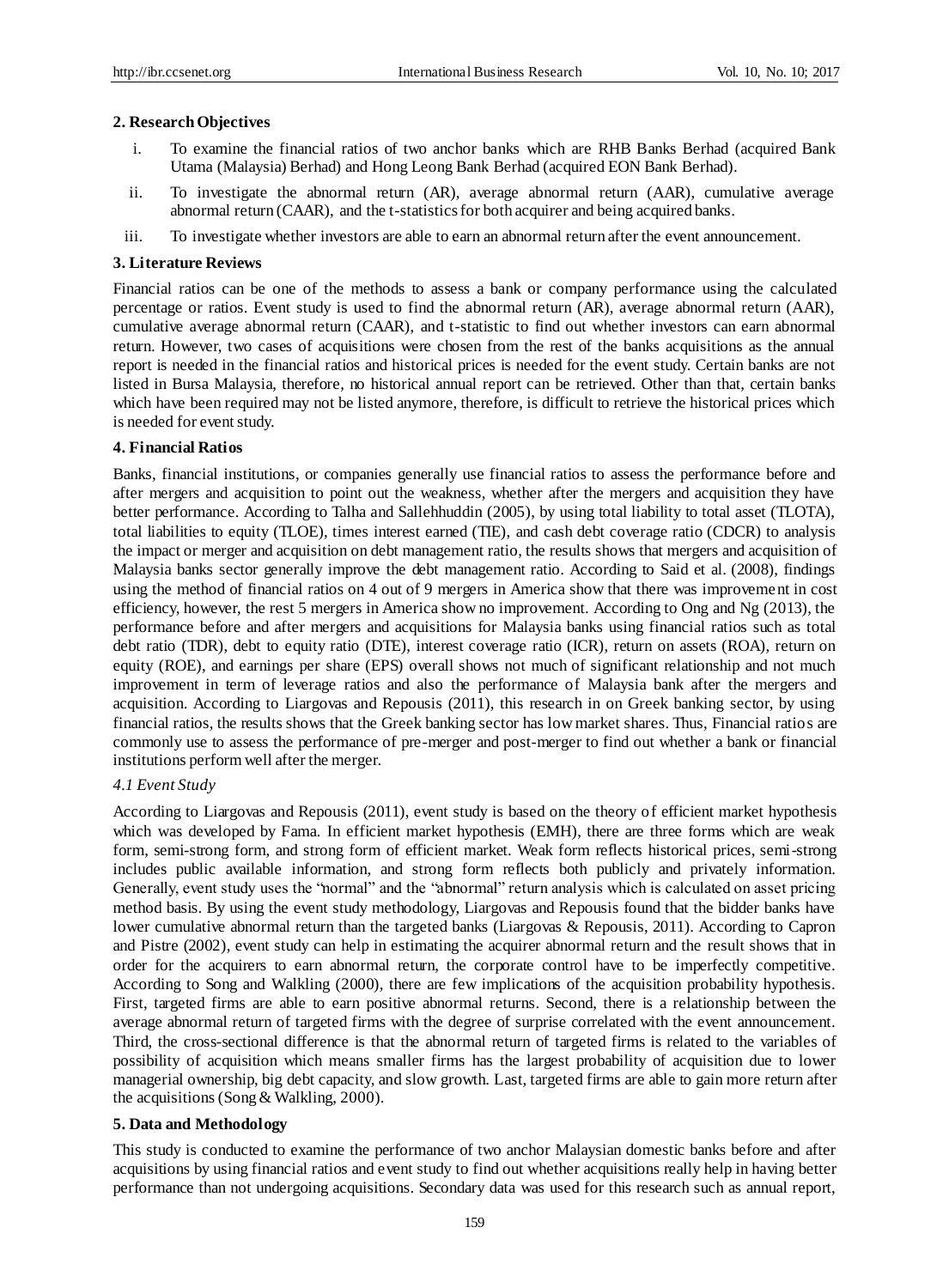## 2. Research Objectives

i. To examine the financial ratios of two anchor banks which are RHB Banks Berhad (acquired Bank Utama (Malaysia) Berhad) and Hong Leong Bank Berhad (acquired EON Bank Berhad).

ii. To investigate the abnormal return (AR), average abnormal return (AAR), cumulative average abnormal return (CAAR), and the t-statistics for both acquirer and being acquired banks.

iii. To investigate whether investors are able to earn an abnormal return after the event announcement.

## 3. Literature Reviews

Financial ratios can be one of the methods to assess a bank or company performance using the calculated percentage or ratios. Event study is used to find the abnormal return (AR), average abnormal return (AAR), cumulative average abnormal return (CAAR), and t-statistic to find out whether investors can earn abnormal return. However, two cases of acquisitions were chosen from the rest of the banks acquisitions as the annual report is needed in the financial ratios and historical prices is needed for the event study. Certain banks are not listed in Bursa Malaysia, therefore, no historical annual report can be retrieved. Other than that, certain banks which have been required may not be listed anymore, therefore, is difficult to retrieve the historical prices which is needed for event study.

## 4. Financial Ratios

Banks, financial institutions, or companies generally use financial ratios to assess the performance before and after mergers and acquisition to point out the weakness, whether after the mergers and acquisition they have better performance. According to Talha and Sallehhuddin (2005), by using total liability to total asset (TLOTA), total liabilities to equity (TLOE), times interest earned (TIE), and cash debt coverage ratio (CDCR) to analysis the impact or merger and acquisition on debt management ratio, the results shows that mergers and acquisition of Malaysia banks sector generally improve the debt management ratio. According to Said et al. (2008), findings using the method of financial ratios on 4 out of 9 mergers in America show that there was improvement in cost efficiency, however, the rest 5 mergers in America show no improvement. According to Ong and Ng (2013), the performance before and after mergers and acquisitions for Malaysia banks using financial ratios such as total debt ratio (TDR), debt to equity ratio (DTE), interest coverage ratio (ICR), return on assets (ROA), return on equity (ROE), and earnings per share (EPS) overall shows not much of significant relationship and not much improvement in term of leverage ratios and also the performance of Malaysia bank after the mergers and acquisition. According to Liargovas and Repousis (2011), this research in on Greek banking sector, by using financial ratios, the results shows that the Greek banking sector has low market shares. Thus, Financial ratios are commonly use to assess the performance of pre-merger and post-merger to find out whether a bank or financial institutions perform well after the merger.

### *4.1 Event Study*

According to Liargovas and Repousis (2011), event study is based on the theory of efficient market hypothesis which was developed by Fama. In efficient market hypothesis (EMH), there are three forms which are weak form, semi-strong form, and strong form of efficient market. Weak form reflects historical prices, semi-strong includes public available information, and strong form reflects both publicly and privately information. Generally, event study uses the "normal" and the "abnormal" return analysis which is calculated on asset pricing method basis. By using the event study methodology, Liargovas and Repousis found that the bidder banks have lower cumulative abnormal return than the targeted banks (Liargovas & Repousis, 2011). According to Capron and Pistre (2002), event study can help in estimating the acquirer abnormal return and the result shows that in order for the acquirers to earn abnormal return, the corporate control have to be imperfectly competitive. According to Song and Walkling (2000), there are few implications of the acquisition probability hypothesis. First, targeted firms are able to earn positive abnormal returns. Second, there is a relationship between the average abnormal return of targeted firms with the degree of surprise correlated with the event announcement. Third, the cross-sectional difference is that the abnormal return of targeted firms is related to the variables of possibility of acquisition which means smaller firms has the largest probability of acquisition due to lower managerial ownership, big debt capacity, and slow growth. Last, targeted firms are able to gain more return after the acquisitions (Song & Walkling, 2000).

## 5. Data and Methodology

This study is conducted to examine the performance of two anchor Malaysian domestic banks before and after acquisitions by using financial ratios and event study to find out whether acquisitions really help in having better performance than not undergoing acquisitions. Secondary data was used for this research such as annual report,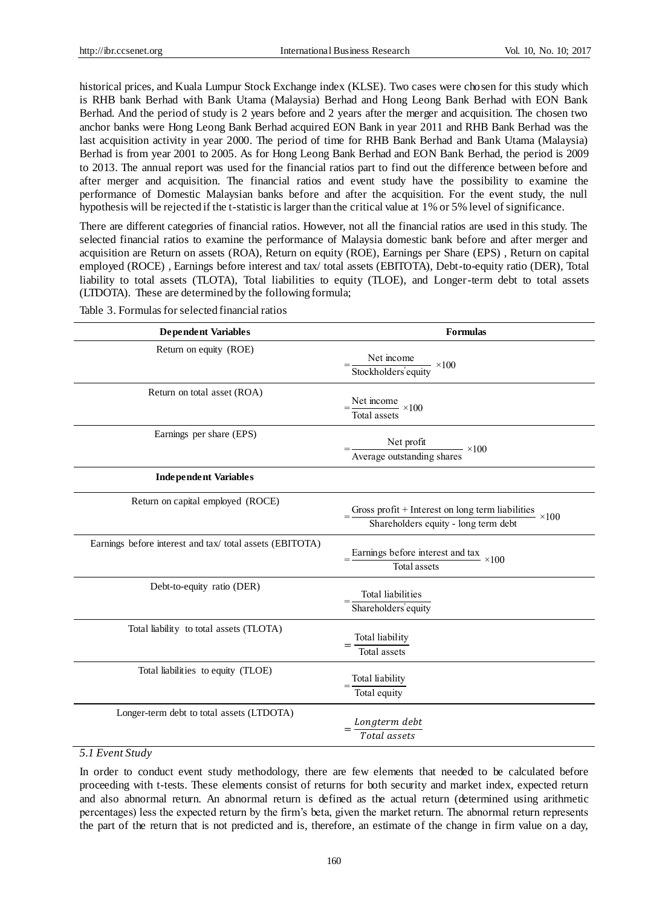historical prices, and Kuala Lumpur Stock Exchange index (KLSE). Two cases were chosen for this study which is RHB bank Berhad with Bank Utama (Malaysia) Berhad and Hong Leong Bank Berhad with EON Bank Berhad. And the period of study is 2 years before and 2 years after the merger and acquisition. The chosen two anchor banks were Hong Leong Bank Berhad acquired EON Bank in year 2011 and RHB Bank Berhad was the last acquisition activity in year 2000. The period of time for RHB Bank Berhad and Bank Utama (Malaysia) Berhad is from year 2001 to 2005. As for Hong Leong Bank Berhad and EON Bank Berhad, the period is 2009 to 2013. The annual report was used for the financial ratios part to find out the difference between before and after merger and acquisition. The financial ratios and event study have the possibility to examine the performance of Domestic Malaysian banks before and after the acquisition. For the event study, the null hypothesis will be rejected if the t-statistic is larger than the critical value at 1% or 5% level of significance.

There are different categories of financial ratios. However, not all the financial ratios are used in this study. The selected financial ratios to examine the performance of Malaysia domestic bank before and after merger and acquisition are Return on assets (ROA), Return on equity (ROE), Earnings per Share (EPS) , Return on capital employed (ROCE) , Earnings before interest and tax/ total assets (EBITOTA), Debt-to-equity ratio (DER), Total liability to total assets (TLOTA), Total liabilities to equity (TLOE), and Longer-term debt to total assets (LTDOTA). These are determined by the following formula;

Table 3. Formulas for selected financial ratios

| **Dependent Variables** | **Formulas** |
|---|---|
| Return on equity (ROE) | $= \frac{\text{Net income}}{\text{Stockholders' equity}} \times 100$ |
| Return on total asset (ROA) | $= \frac{\text{Net income}}{\text{Total assets}} \times 100$ |
| Earnings per share (EPS) | $= \frac{\text{Net profit}}{\text{Average outstanding shares}} \times 100$ |
| **Independent Variables** | |
| Return on capital employed (ROCE) | $= \frac{\text{Gross profit + Interest on long term liabilities}}{\text{Shareholders equity - long term debt}} \times 100$ |
| Earnings before interest and tax/ total assets (EBITOTA) | $= \frac{\text{Earnings before interest and tax}}{\text{Total assets}} \times 100$ |
| Debt-to-equity ratio (DER) | $= \frac{\text{Total liabilities}}{\text{Shareholders' equity}}$ |
| Total liability to total assets (TLOTA) | $= \frac{\text{Total liability}}{\text{Total assets}}$ |
| Total liabilities to equity (TLOE) | $= \frac{\text{Total liability}}{\text{Total equity}}$ |
| Longer-term debt to total assets (LTDOTA) | $= \frac{Longterm\ debt}{Total\ assets}$ |

### *5.1 Event Study*

In order to conduct event study methodology, there are few elements that needed to be calculated before proceeding with t-tests. These elements consist of returns for both security and market index, expected return and also abnormal return. An abnormal return is defined as the actual return (determined using arithmetic percentages) less the expected return by the firm's beta, given the market return. The abnormal return represents the part of the return that is not predicted and is, therefore, an estimate of the change in firm value on a day,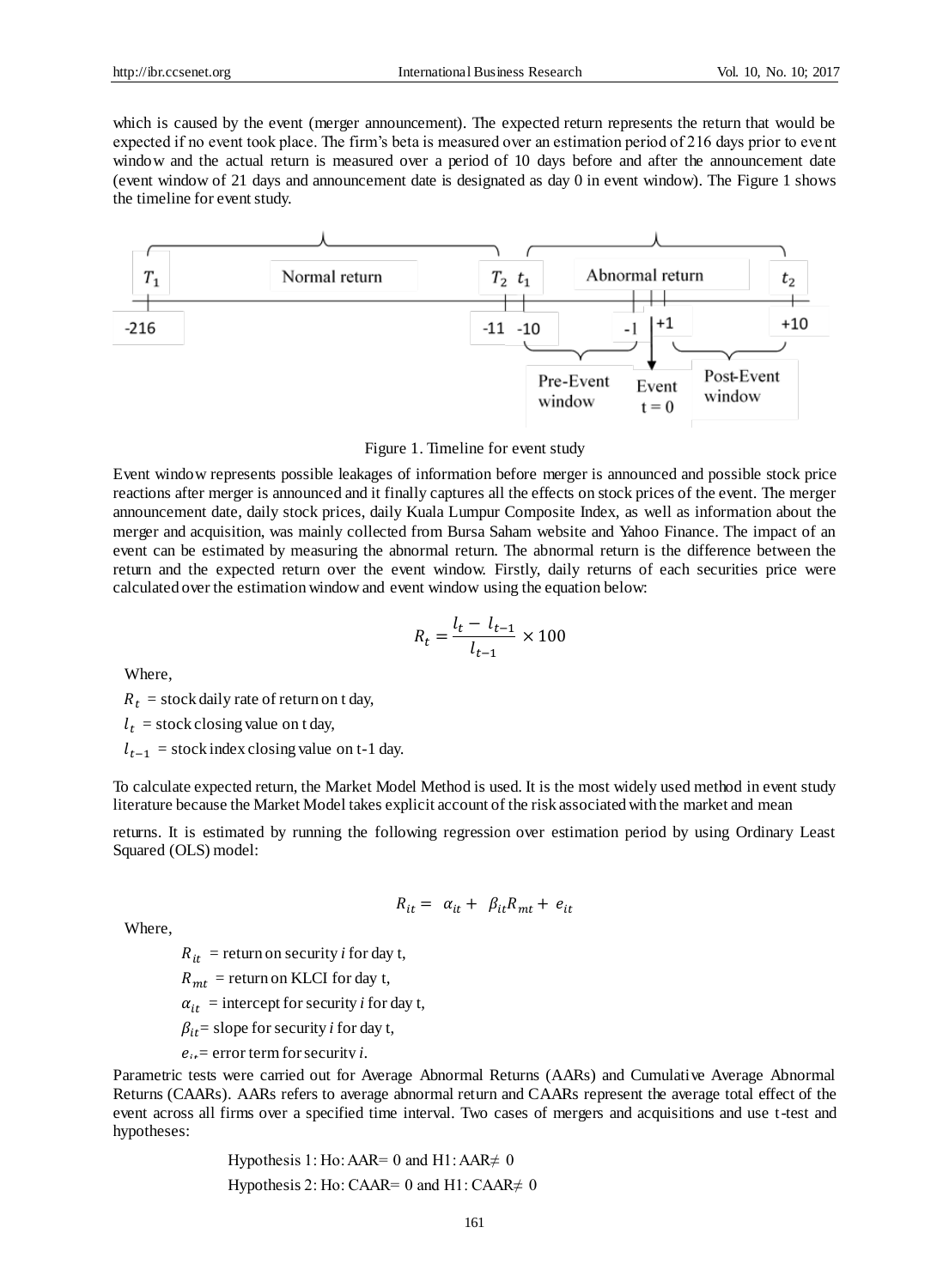which is caused by the event (merger announcement). The expected return represents the return that would be expected if no event took place. The firm's beta is measured over an estimation period of 216 days prior to event window and the actual return is measured over a period of 10 days before and after the announcement date (event window of 21 days and announcement date is designated as day 0 in event window). The Figure 1 shows the timeline for event study.

Figure 1. Timeline for event study

Event window represents possible leakages of information before merger is announced and possible stock price reactions after merger is announced and it finally captures all the effects on stock prices of the event. The merger announcement date, daily stock prices, daily Kuala Lumpur Composite Index, as well as information about the merger and acquisition, was mainly collected from Bursa Saham website and Yahoo Finance. The impact of an event can be estimated by measuring the abnormal return. The abnormal return is the difference between the return and the expected return over the event window. Firstly, daily returns of each securities price were calculated over the estimation window and event window using the equation below:

$$R_t = \frac{l_t - l_{t-1}}{l_{t-1}} \times 100$$

Where,

$R_t$ = stock daily rate of return on t day,

$l_t$ = stock closing value on t day,

$l_{t-1}$ = stock index closing value on t-1 day.

To calculate expected return, the Market Model Method is used. It is the most widely used method in event study literature because the Market Model takes explicit account of the risk associated with the market and mean returns. It is estimated by running the following regression over estimation period by using Ordinary Least Squared (OLS) model:

$$R_{it} = \alpha_{it} + \beta_{it} R_{mt} + e_{it}$$

Where,

$R_{it}$ = return on security *i* for day t,

$R_{mt}$ = return on KLCI for day t,

$\alpha_{it}$ = intercept for security *i* for day t,

$\beta_{it}$= slope for security *i* for day t,

$e_{it}$= error term for security *i*.

Parametric tests were carried out for Average Abnormal Returns (AARs) and Cumulative Average Abnormal Returns (CAARs). AARs refers to average abnormal return and CAARs represent the average total effect of the event across all firms over a specified time interval. Two cases of mergers and acquisitions and use t-test and hypotheses:

Hypothesis 1: Ho: AAR= 0 and H1: AAR≠ 0

Hypothesis 2: Ho: CAAR= 0 and H1: CAAR≠ 0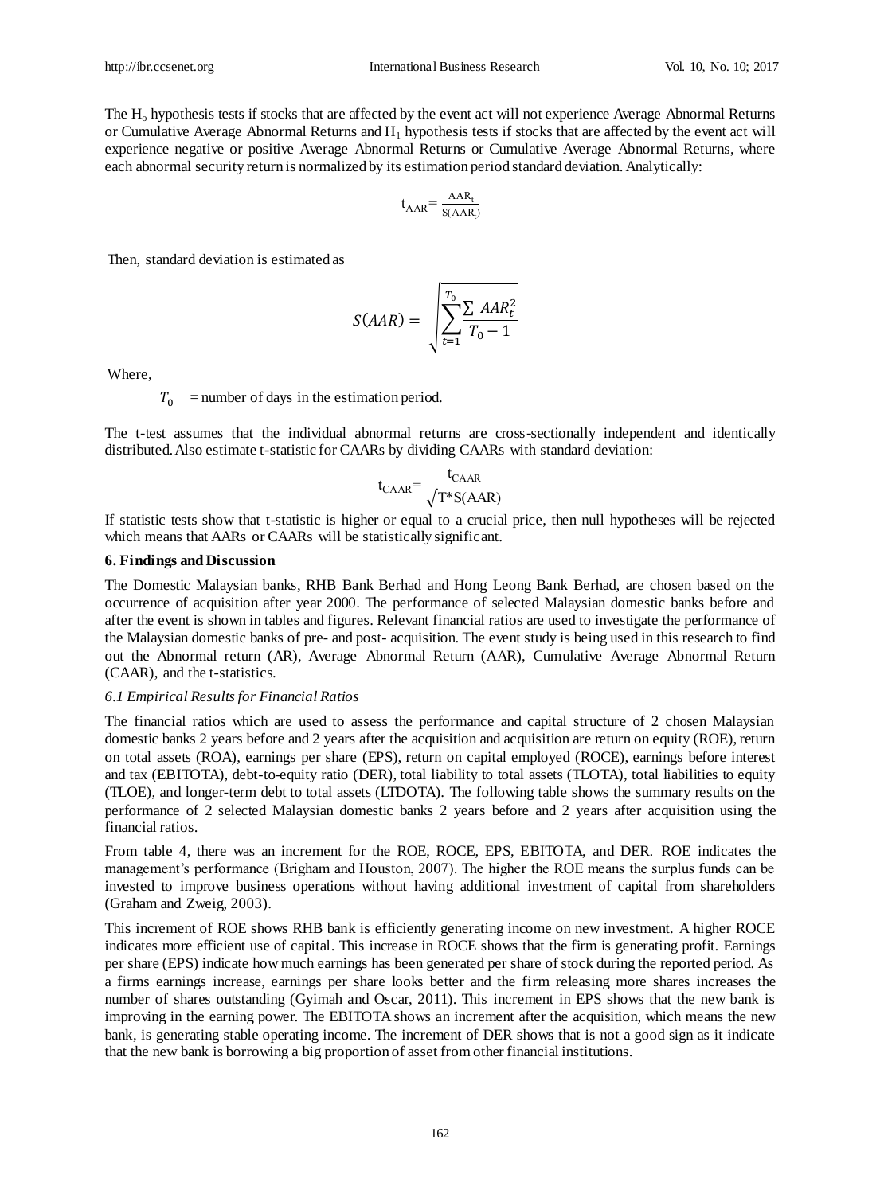The $H_o$ hypothesis tests if stocks that are affected by the event act will not experience Average Abnormal Returns or Cumulative Average Abnormal Returns and $H_1$ hypothesis tests if stocks that are affected by the event act will experience negative or positive Average Abnormal Returns or Cumulative Average Abnormal Returns, where each abnormal security return is normalized by its estimation period standard deviation. Analytically:

$$t_{AAR} = \frac{AAR_t}{S(AAR_t)}$$

Then, standard deviation is estimated as

$$S(AAR) = \sqrt{\sum_{t=1}^{T_0} \frac{\sum AAR_t^2}{T_0 - 1}}$$

Where,

$T_0$ = number of days in the estimation period.

The t-test assumes that the individual abnormal returns are cross-sectionally independent and identically distributed. Also estimate t-statistic for CAARs by dividing CAARs with standard deviation:

$$t_{CAAR} = \frac{t_{CAAR}}{\sqrt{T^*S(AAR)}}$$

If statistic tests show that t-statistic is higher or equal to a crucial price, then null hypotheses will be rejected which means that AARs or CAARs will be statistically significant.

**6. Findings and Discussion**

The Domestic Malaysian banks, RHB Bank Berhad and Hong Leong Bank Berhad, are chosen based on the occurrence of acquisition after year 2000. The performance of selected Malaysian domestic banks before and after the event is shown in tables and figures. Relevant financial ratios are used to investigate the performance of the Malaysian domestic banks of pre- and post- acquisition. The event study is being used in this research to find out the Abnormal return (AR), Average Abnormal Return (AAR), Cumulative Average Abnormal Return (CAAR), and the t-statistics.

*6.1 Empirical Results for Financial Ratios*

The financial ratios which are used to assess the performance and capital structure of 2 chosen Malaysian domestic banks 2 years before and 2 years after the acquisition and acquisition are return on equity (ROE), return on total assets (ROA), earnings per share (EPS), return on capital employed (ROCE), earnings before interest and tax (EBITOTA), debt-to-equity ratio (DER), total liability to total assets (TLOTA), total liabilities to equity (TLOE), and longer-term debt to total assets (LTDOTA). The following table shows the summary results on the performance of 2 selected Malaysian domestic banks 2 years before and 2 years after acquisition using the financial ratios.

From table 4, there was an increment for the ROE, ROCE, EPS, EBITOTA, and DER. ROE indicates the management's performance (Brigham and Houston, 2007). The higher the ROE means the surplus funds can be invested to improve business operations without having additional investment of capital from shareholders (Graham and Zweig, 2003).

This increment of ROE shows RHB bank is efficiently generating income on new investment. A higher ROCE indicates more efficient use of capital. This increase in ROCE shows that the firm is generating profit. Earnings per share (EPS) indicate how much earnings has been generated per share of stock during the reported period. As a firms earnings increase, earnings per share looks better and the firm releasing more shares increases the number of shares outstanding (Gyimah and Oscar, 2011). This increment in EPS shows that the new bank is improving in the earning power. The EBITOTA shows an increment after the acquisition, which means the new bank, is generating stable operating income. The increment of DER shows that is not a good sign as it indicate that the new bank is borrowing a big proportion of asset from other financial institutions.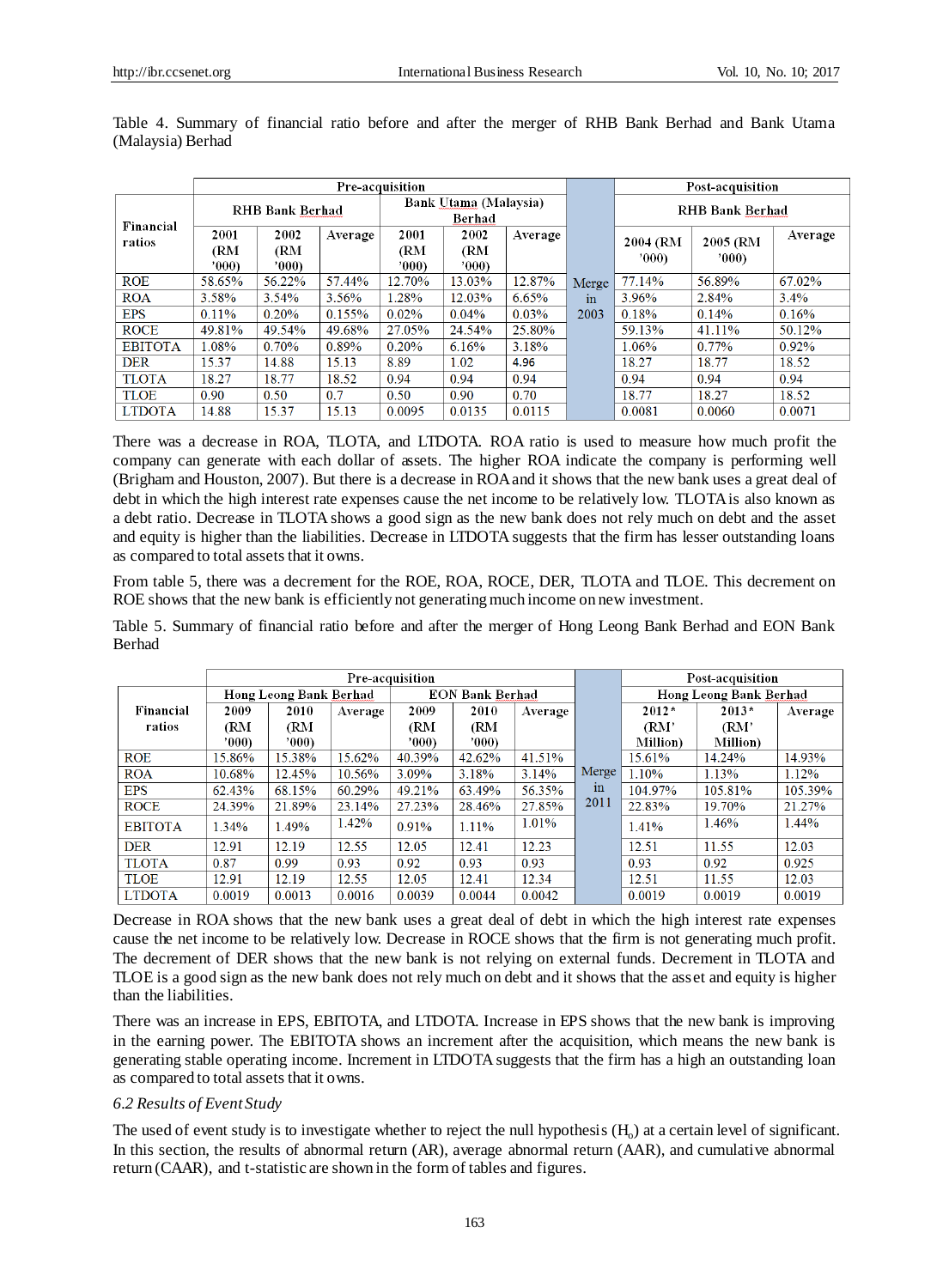Table 4. Summary of financial ratio before and after the merger of RHB Bank Berhad and Bank Utama (Malaysia) Berhad

| Financial ratios | Pre-acquisition | | | | | | | Post-acquisition | | |
|---|---|---|---|---|---|---|---|---|---|---|
| | RHB Bank Berhad | | | Bank Utama (Malaysia) Berhad | | | | RHB Bank Berhad | | |
| | 2001 (RM '000) | 2002 (RM '000) | Average | 2001 (RM '000) | 2002 (RM '000) | Average | | 2004 (RM '000) | 2005 (RM '000) | Average |
| ROE | 58.65% | 56.22% | 57.44% | 12.70% | 13.03% | 12.87% | Merge in 2003 | 77.14% | 56.89% | 67.02% |
| ROA | 3.58% | 3.54% | 3.56% | 1.28% | 12.03% | 6.65% | | 3.96% | 2.84% | 3.4% |
| EPS | 0.11% | 0.20% | 0.155% | 0.02% | 0.04% | 0.03% | | 0.18% | 0.14% | 0.16% |
| ROCE | 49.81% | 49.54% | 49.68% | 27.05% | 24.54% | 25.80% | | 59.13% | 41.11% | 50.12% |
| EBITOTA | 1.08% | 0.70% | 0.89% | 0.20% | 6.16% | 3.18% | | 1.06% | 0.77% | 0.92% |
| DER | 15.37 | 14.88 | 15.13 | 8.89 | 1.02 | 4.96 | | 18.27 | 18.77 | 18.52 |
| TLOTA | 18.27 | 18.77 | 18.52 | 0.94 | 0.94 | 0.94 | | 0.94 | 0.94 | 0.94 |
| TLOE | 0.90 | 0.50 | 0.7 | 0.50 | 0.90 | 0.70 | | 18.77 | 18.27 | 18.52 |
| LTDOTA | 14.88 | 15.37 | 15.13 | 0.0095 | 0.0135 | 0.0115 | | 0.0081 | 0.0060 | 0.0071 |

There was a decrease in ROA, TLOTA, and LTDOTA. ROA ratio is used to measure how much profit the company can generate with each dollar of assets. The higher ROA indicate the company is performing well (Brigham and Houston, 2007). But there is a decrease in ROA and it shows that the new bank uses a great deal of debt in which the high interest rate expenses cause the net income to be relatively low. TLOTA is also known as a debt ratio. Decrease in TLOTA shows a good sign as the new bank does not rely much on debt and the asset and equity is higher than the liabilities. Decrease in LTDOTA suggests that the firm has lesser outstanding loans as compared to total assets that it owns.

From table 5, there was a decrement for the ROE, ROA, ROCE, DER, TLOTA and TLOE. This decrement on ROE shows that the new bank is efficiently not generating much income on new investment.

Table 5. Summary of financial ratio before and after the merger of Hong Leong Bank Berhad and EON Bank Berhad

| Financial ratios | Pre-acquisition | | | | | | | Post-acquisition | | |
|---|---|---|---|---|---|---|---|---|---|---|
| | Hong Leong Bank Berhad | | | EON Bank Berhad | | | | Hong Leong Bank Berhad | | |
| | 2009 (RM '000) | 2010 (RM '000) | Average | 2009 (RM '000) | 2010 (RM '000) | Average | | 2012* (RM' Million) | 2013* (RM' Million) | Average |
| ROE | 15.86% | 15.38% | 15.62% | 40.39% | 42.62% | 41.51% | Merge in 2011 | 15.61% | 14.24% | 14.93% |
| ROA | 10.68% | 12.45% | 10.56% | 3.09% | 3.18% | 3.14% | | 1.10% | 1.13% | 1.12% |
| EPS | 62.43% | 68.15% | 60.29% | 49.21% | 63.49% | 56.35% | | 104.97% | 105.81% | 105.39% |
| ROCE | 24.39% | 21.89% | 23.14% | 27.23% | 28.46% | 27.85% | | 22.83% | 19.70% | 21.27% |
| EBITOTA | 1.34% | 1.49% | 1.42% | 0.91% | 1.11% | 1.01% | | 1.41% | 1.46% | 1.44% |
| DER | 12.91 | 12.19 | 12.55 | 12.05 | 12.41 | 12.23 | | 12.51 | 11.55 | 12.03 |
| TLOTA | 0.87 | 0.99 | 0.93 | 0.92 | 0.93 | 0.93 | | 0.93 | 0.92 | 0.925 |
| TLOE | 12.91 | 12.19 | 12.55 | 12.05 | 12.41 | 12.34 | | 12.51 | 11.55 | 12.03 |
| LTDOTA | 0.0019 | 0.0013 | 0.0016 | 0.0039 | 0.0044 | 0.0042 | | 0.0019 | 0.0019 | 0.0019 |

Decrease in ROA shows that the new bank uses a great deal of debt in which the high interest rate expenses cause the net income to be relatively low. Decrease in ROCE shows that the firm is not generating much profit. The decrement of DER shows that the new bank is not relying on external funds. Decrement in TLOTA and TLOE is a good sign as the new bank does not rely much on debt and it shows that the asset and equity is higher than the liabilities.

There was an increase in EPS, EBITOTA, and LTDOTA. Increase in EPS shows that the new bank is improving in the earning power. The EBITOTA shows an increment after the acquisition, which means the new bank is generating stable operating income. Increment in LTDOTA suggests that the firm has a high an outstanding loan as compared to total assets that it owns.

*6.2 Results of Event Study*

The used of event study is to investigate whether to reject the null hypothesis ($H_o$) at a certain level of significant. In this section, the results of abnormal return (AR), average abnormal return (AAR), and cumulative abnormal return (CAAR), and t-statistic are shown in the form of tables and figures.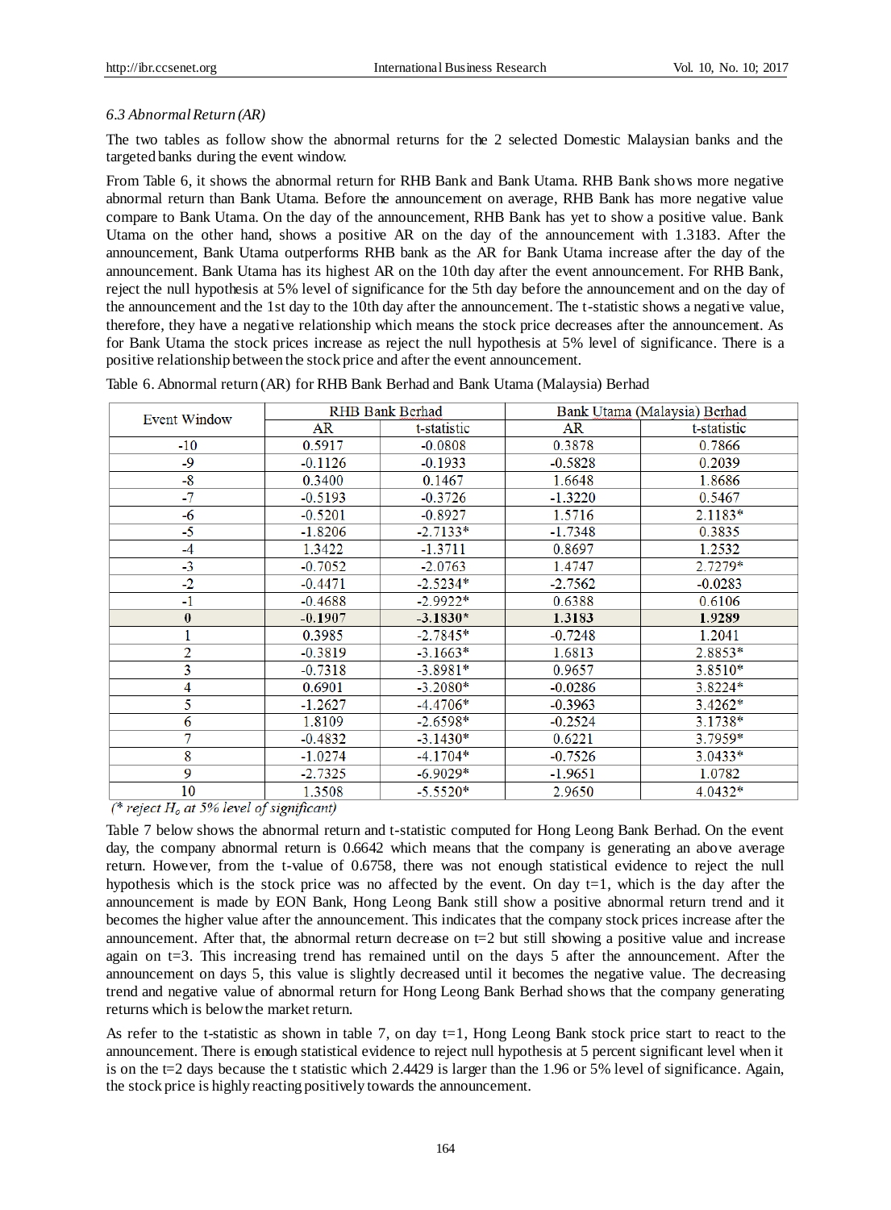*6.3 Abnormal Return (AR)*

The two tables as follow show the abnormal returns for the 2 selected Domestic Malaysian banks and the targeted banks during the event window.

From Table 6, it shows the abnormal return for RHB Bank and Bank Utama. RHB Bank shows more negative abnormal return than Bank Utama. Before the announcement on average, RHB Bank has more negative value compare to Bank Utama. On the day of the announcement, RHB Bank has yet to show a positive value. Bank Utama on the other hand, shows a positive AR on the day of the announcement with 1.3183. After the announcement, Bank Utama outperforms RHB bank as the AR for Bank Utama increase after the day of the announcement. Bank Utama has its highest AR on the 10th day after the event announcement. For RHB Bank, reject the null hypothesis at 5% level of significance for the 5th day before the announcement and on the day of the announcement and the 1st day to the 10th day after the announcement. The t-statistic shows a negative value, therefore, they have a negative relationship which means the stock price decreases after the announcement. As for Bank Utama the stock prices increase as reject the null hypothesis at 5% level of significance. There is a positive relationship between the stock price and after the event announcement.

Table 6. Abnormal return (AR) for RHB Bank Berhad and Bank Utama (Malaysia) Berhad

| Event Window | RHB Bank Berhad | | Bank Utama (Malaysia) Berhad | |
|---|---|---|---|---|
| | AR | t-statistic | AR | t-statistic |
| -10 | 0.5917 | -0.0808 | 0.3878 | 0.7866 |
| -9 | -0.1126 | -0.1933 | -0.5828 | 0.2039 |
| -8 | 0.3400 | 0.1467 | 1.6648 | 1.8686 |
| -7 | -0.5193 | -0.3726 | -1.3220 | 0.5467 |
| -6 | -0.5201 | -0.8927 | 1.5716 | 2.1183* |
| -5 | -1.8206 | -2.7133* | -1.7348 | 0.3835 |
| -4 | 1.3422 | -1.3711 | 0.8697 | 1.2532 |
| -3 | -0.7052 | -2.0763 | 1.4747 | 2.7279* |
| -2 | -0.4471 | -2.5234* | -2.7562 | -0.0283 |
| -1 | -0.4688 | -2.9922* | 0.6388 | 0.6106 |
| **0** | **-0.1907** | **-3.1830*** | **1.3183** | **1.9289** |
| 1 | 0.3985 | -2.7845* | -0.7248 | 1.2041 |
| 2 | -0.3819 | -3.1663* | 1.6813 | 2.8853* |
| 3 | -0.7318 | -3.8981* | 0.9657 | 3.8510* |
| 4 | 0.6901 | -3.2080* | -0.0286 | 3.8224* |
| 5 | -1.2627 | -4.4706* | -0.3963 | 3.4262* |
| 6 | 1.8109 | -2.6598* | -0.2524 | 3.1738* |
| 7 | -0.4832 | -3.1430* | 0.6221 | 3.7959* |
| 8 | -1.0274 | -4.1704* | -0.7526 | 3.0433* |
| 9 | -2.7325 | -6.9029* | -1.9651 | 1.0782 |
| 10 | 1.3508 | -5.5520* | 2.9650 | 4.0432* |

*(* reject $H_o$ at 5% level of significant)*

Table 7 below shows the abnormal return and t-statistic computed for Hong Leong Bank Berhad. On the event day, the company abnormal return is 0.6642 which means that the company is generating an above average return. However, from the t-value of 0.6758, there was not enough statistical evidence to reject the null hypothesis which is the stock price was no affected by the event. On day t=1, which is the day after the announcement is made by EON Bank, Hong Leong Bank still show a positive abnormal return trend and it becomes the higher value after the announcement. This indicates that the company stock prices increase after the announcement. After that, the abnormal return decrease on t=2 but still showing a positive value and increase again on t=3. This increasing trend has remained until on the days 5 after the announcement. After the announcement on days 5, this value is slightly decreased until it becomes the negative value. The decreasing trend and negative value of abnormal return for Hong Leong Bank Berhad shows that the company generating returns which is below the market return.

As refer to the t-statistic as shown in table 7, on day t=1, Hong Leong Bank stock price start to react to the announcement. There is enough statistical evidence to reject null hypothesis at 5 percent significant level when it is on the t=2 days because the t statistic which 2.4429 is larger than the 1.96 or 5% level of significance. Again, the stock price is highly reacting positively towards the announcement.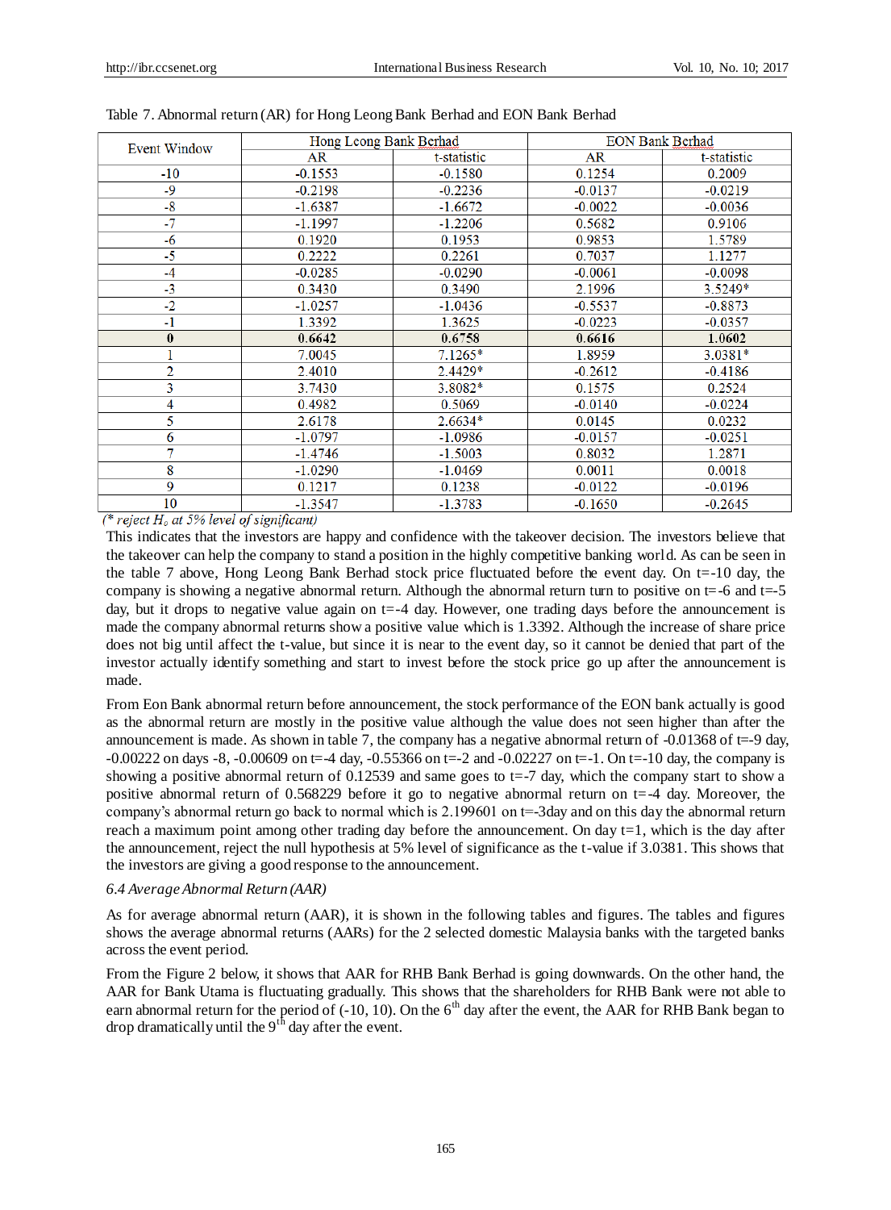Table 7. Abnormal return (AR) for Hong Leong Bank Berhad and EON Bank Berhad

| Event Window | Hong Leong Bank Berhad | | EON Bank Berhad | |
|---|---|---|---|---|
| | AR | t-statistic | AR | t-statistic |
| -10 | -0.1553 | -0.1580 | 0.1254 | 0.2009 |
| -9 | -0.2198 | -0.2236 | -0.0137 | -0.0219 |
| -8 | -1.6387 | -1.6672 | -0.0022 | -0.0036 |
| -7 | -1.1997 | -1.2206 | 0.5682 | 0.9106 |
| -6 | 0.1920 | 0.1953 | 0.9853 | 1.5789 |
| -5 | 0.2222 | 0.2261 | 0.7037 | 1.1277 |
| -4 | -0.0285 | -0.0290 | -0.0061 | -0.0098 |
| -3 | 0.3430 | 0.3490 | 2.1996 | 3.5249* |
| -2 | -1.0257 | -1.0436 | -0.5537 | -0.8873 |
| -1 | 1.3392 | 1.3625 | -0.0223 | -0.0357 |
| **0** | **0.6642** | **0.6758** | **0.6616** | **1.0602** |
| 1 | 7.0045 | 7.1265* | 1.8959 | 3.0381* |
| 2 | 2.4010 | 2.4429* | -0.2612 | -0.4186 |
| 3 | 3.7430 | 3.8082* | 0.1575 | 0.2524 |
| 4 | 0.4982 | 0.5069 | -0.0140 | -0.0224 |
| 5 | 2.6178 | 2.6634* | 0.0145 | 0.0232 |
| 6 | -1.0797 | -1.0986 | -0.0157 | -0.0251 |
| 7 | -1.4746 | -1.5003 | 0.8032 | 1.2871 |
| 8 | -1.0290 | -1.0469 | 0.0011 | 0.0018 |
| 9 | 0.1217 | 0.1238 | -0.0122 | -0.0196 |
| 10 | -1.3547 | -1.3783 | -0.1650 | -0.2645 |

*(\* reject $H_0$ at 5% level of significant)*

This indicates that the investors are happy and confidence with the takeover decision. The investors believe that the takeover can help the company to stand a position in the highly competitive banking world. As can be seen in the table 7 above, Hong Leong Bank Berhad stock price fluctuated before the event day. On t=-10 day, the company is showing a negative abnormal return. Although the abnormal return turn to positive on t=-6 and t=-5 day, but it drops to negative value again on t=-4 day. However, one trading days before the announcement is made the company abnormal returns show a positive value which is 1.3392. Although the increase of share price does not big until affect the t-value, but since it is near to the event day, so it cannot be denied that part of the investor actually identify something and start to invest before the stock price go up after the announcement is made.

From Eon Bank abnormal return before announcement, the stock performance of the EON bank actually is good as the abnormal return are mostly in the positive value although the value does not seen higher than after the announcement is made. As shown in table 7, the company has a negative abnormal return of -0.01368 of t=-9 day, -0.00222 on days -8, -0.00609 on t=-4 day, -0.55366 on t=-2 and -0.02227 on t=-1. On t=-10 day, the company is showing a positive abnormal return of 0.12539 and same goes to t=-7 day, which the company start to show a positive abnormal return of 0.568229 before it go to negative abnormal return on t=-4 day. Moreover, the company's abnormal return go back to normal which is 2.199601 on t=-3day and on this day the abnormal return reach a maximum point among other trading day before the announcement. On day t=1, which is the day after the announcement, reject the null hypothesis at 5% level of significance as the t-value if 3.0381. This shows that the investors are giving a good response to the announcement.

### *6.4 Average Abnormal Return (AAR)*

As for average abnormal return (AAR), it is shown in the following tables and figures. The tables and figures shows the average abnormal returns (AARs) for the 2 selected domestic Malaysia banks with the targeted banks across the event period.

From the Figure 2 below, it shows that AAR for RHB Bank Berhad is going downwards. On the other hand, the AAR for Bank Utama is fluctuating gradually. This shows that the shareholders for RHB Bank were not able to earn abnormal return for the period of (-10, 10). On the 6th day after the event, the AAR for RHB Bank began to drop dramatically until the 9th day after the event.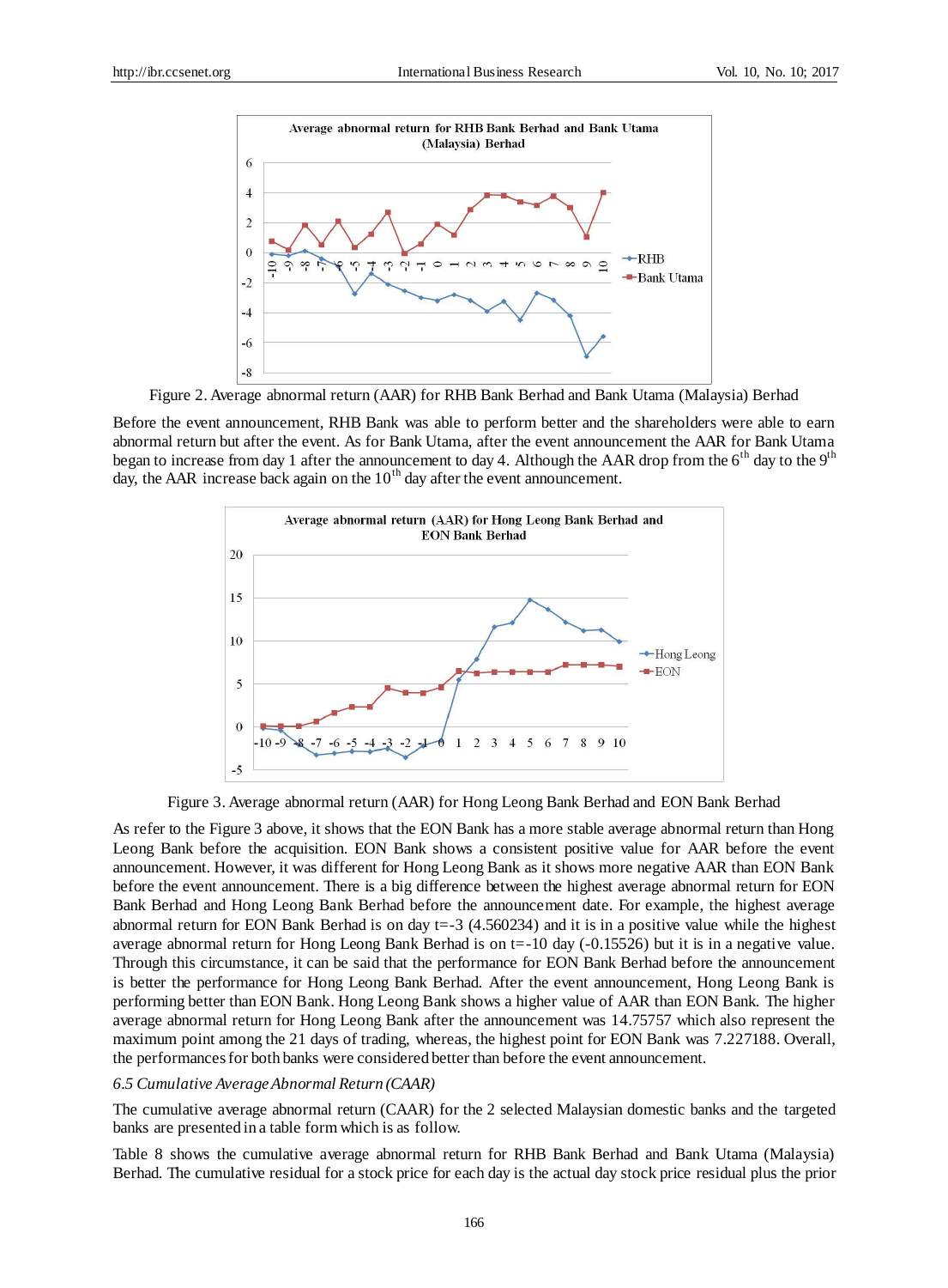Figure 2. Average abnormal return (AAR) for RHB Bank Berhad and Bank Utama (Malaysia) Berhad

Before the event announcement, RHB Bank was able to perform better and the shareholders were able to earn abnormal return but after the event. As for Bank Utama, after the event announcement the AAR for Bank Utama began to increase from day 1 after the announcement to day 4. Although the AAR drop from the 6th day to the 9th day, the AAR increase back again on the 10th day after the event announcement.

Figure 3. Average abnormal return (AAR) for Hong Leong Bank Berhad and EON Bank Berhad

As refer to the Figure 3 above, it shows that the EON Bank has a more stable average abnormal return than Hong Leong Bank before the acquisition. EON Bank shows a consistent positive value for AAR before the event announcement. However, it was different for Hong Leong Bank as it shows more negative AAR than EON Bank before the event announcement. There is a big difference between the highest average abnormal return for EON Bank Berhad and Hong Leong Bank Berhad before the announcement date. For example, the highest average abnormal return for EON Bank Berhad is on day t=-3 (4.560234) and it is in a positive value while the highest average abnormal return for Hong Leong Bank Berhad is on t=-10 day (-0.15526) but it is in a negative value. Through this circumstance, it can be said that the performance for EON Bank Berhad before the announcement is better the performance for Hong Leong Bank Berhad. After the event announcement, Hong Leong Bank is performing better than EON Bank. Hong Leong Bank shows a higher value of AAR than EON Bank. The higher average abnormal return for Hong Leong Bank after the announcement was 14.75757 which also represent the maximum point among the 21 days of trading, whereas, the highest point for EON Bank was 7.227188. Overall, the performances for both banks were considered better than before the event announcement.

*6.5 Cumulative Average Abnormal Return (CAAR)*

The cumulative average abnormal return (CAAR) for the 2 selected Malaysian domestic banks and the targeted banks are presented in a table form which is as follow.

Table 8 shows the cumulative average abnormal return for RHB Bank Berhad and Bank Utama (Malaysia) Berhad. The cumulative residual for a stock price for each day is the actual day stock price residual plus the prior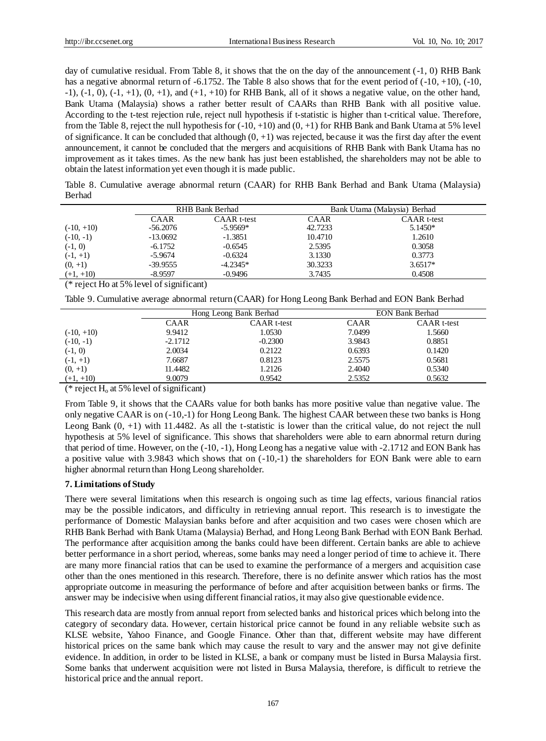day of cumulative residual. From Table 8, it shows that the on the day of the announcement (-1, 0) RHB Bank has a negative abnormal return of -6.1752. The Table 8 also shows that for the event period of (-10, +10), (-10, -1), (-1, 0), (-1, +1), (0, +1), and (+1, +10) for RHB Bank, all of it shows a negative value, on the other hand, Bank Utama (Malaysia) shows a rather better result of CAARs than RHB Bank with all positive value. According to the t-test rejection rule, reject null hypothesis if t-statistic is higher than t-critical value. Therefore, from the Table 8, reject the null hypothesis for (-10, +10) and (0, +1) for RHB Bank and Bank Utama at 5% level of significance. It can be concluded that although (0, +1) was rejected, because it was the first day after the event announcement, it cannot be concluded that the mergers and acquisitions of RHB Bank with Bank Utama has no improvement as it takes times. As the new bank has just been established, the shareholders may not be able to obtain the latest information yet even though it is made public.

Table 8. Cumulative average abnormal return (CAAR) for RHB Bank Berhad and Bank Utama (Malaysia) Berhad

| | RHB Bank Berhad | | Bank Utama (Malaysia) Berhad | |
|---|---|---|---|---|
| | CAAR | CAAR t-test | CAAR | CAAR t-test |
| (-10, +10) | -56.2076 | -5.9569* | 42.7233 | 5.1450* |
| (-10, -1) | -13.0692 | -1.3851 | 10.4710 | 1.2610 |
| (-1, 0) | -6.1752 | -0.6545 | 2.5395 | 0.3058 |
| (-1, +1) | -5.9674 | -0.6324 | 3.1330 | 0.3773 |
| (0, +1) | -39.9555 | -4.2345* | 30.3233 | 3.6517* |
| (+1, +10) | -8.9597 | -0.9496 | 3.7435 | 0.4508 |

(* reject Ho at 5% level of significant)

Table 9. Cumulative average abnormal return (CAAR) for Hong Leong Bank Berhad and EON Bank Berhad

| | Hong Leong Bank Berhad | | EON Bank Berhad | |
|---|---|---|---|---|
| | CAAR | CAAR t-test | CAAR | CAAR t-test |
| (-10, +10) | 9.9412 | 1.0530 | 7.0499 | 1.5660 |
| (-10, -1) | -2.1712 | -0.2300 | 3.9843 | 0.8851 |
| (-1, 0) | 2.0034 | 0.2122 | 0.6393 | 0.1420 |
| (-1, +1) | 7.6687 | 0.8123 | 2.5575 | 0.5681 |
| (0, +1) | 11.4482 | 1.2126 | 2.4040 | 0.5340 |
| (+1, +10) | 9.0079 | 0.9542 | 2.5352 | 0.5632 |

(* reject $H_o$ at 5% level of significant)

From Table 9, it shows that the CAARs value for both banks has more positive value than negative value. The only negative CAAR is on (-10,-1) for Hong Leong Bank. The highest CAAR between these two banks is Hong Leong Bank (0, +1) with 11.4482. As all the t-statistic is lower than the critical value, do not reject the null hypothesis at 5% level of significance. This shows that shareholders were able to earn abnormal return during that period of time. However, on the (-10, -1), Hong Leong has a negative value with -2.1712 and EON Bank has a positive value with 3.9843 which shows that on (-10,-1) the shareholders for EON Bank were able to earn higher abnormal return than Hong Leong shareholder.

## 7. Limitations of Study

There were several limitations when this research is ongoing such as time lag effects, various financial ratios may be the possible indicators, and difficulty in retrieving annual report. This research is to investigate the performance of Domestic Malaysian banks before and after acquisition and two cases were chosen which are RHB Bank Berhad with Bank Utama (Malaysia) Berhad, and Hong Leong Bank Berhad with EON Bank Berhad. The performance after acquisition among the banks could have been different. Certain banks are able to achieve better performance in a short period, whereas, some banks may need a longer period of time to achieve it. There are many more financial ratios that can be used to examine the performance of a mergers and acquisition case other than the ones mentioned in this research. Therefore, there is no definite answer which ratios has the most appropriate outcome in measuring the performance of before and after acquisition between banks or firms. The answer may be indecisive when using different financial ratios, it may also give questionable evidence.

This research data are mostly from annual report from selected banks and historical prices which belong into the category of secondary data. However, certain historical price cannot be found in any reliable website such as KLSE website, Yahoo Finance, and Google Finance. Other than that, different website may have different historical prices on the same bank which may cause the result to vary and the answer may not give definite evidence. In addition, in order to be listed in KLSE, a bank or company must be listed in Bursa Malaysia first. Some banks that underwent acquisition were not listed in Bursa Malaysia, therefore, is difficult to retrieve the historical price and the annual report.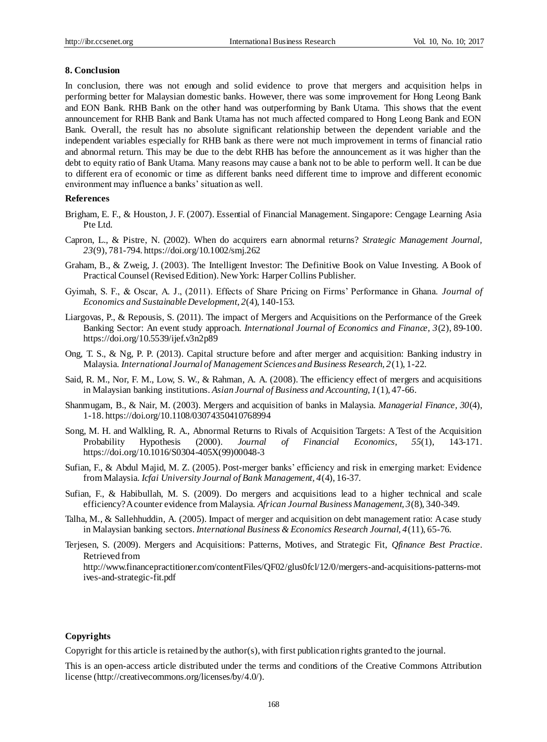## 8. Conclusion

In conclusion, there was not enough and solid evidence to prove that mergers and acquisition helps in performing better for Malaysian domestic banks. However, there was some improvement for Hong Leong Bank and EON Bank. RHB Bank on the other hand was outperforming by Bank Utama. This shows that the event announcement for RHB Bank and Bank Utama has not much affected compared to Hong Leong Bank and EON Bank. Overall, the result has no absolute significant relationship between the dependent variable and the independent variables especially for RHB bank as there were not much improvement in terms of financial ratio and abnormal return. This may be due to the debt RHB has before the announcement as it was higher than the debt to equity ratio of Bank Utama. Many reasons may cause a bank not to be able to perform well. It can be due to different era of economic or time as different banks need different time to improve and different economic environment may influence a banks' situation as well.

## References

Brigham, E. F., & Houston, J. F. (2007). Essential of Financial Management. Singapore: Cengage Learning Asia Pte Ltd.

Capron, L., & Pistre, N. (2002). When do acquirers earn abnormal returns? *Strategic Management Journal, 23*(9), 781-794. https://doi.org/10.1002/smj.262

Graham, B., & Zweig, J. (2003). The Intelligent Investor: The Definitive Book on Value Investing. A Book of Practical Counsel (Revised Edition). New York: Harper Collins Publisher.

Gyimah, S. F., & Oscar, A. J., (2011). Effects of Share Pricing on Firms' Performance in Ghana. *Journal of Economics and Sustainable Development, 2*(4), 140-153.

Liargovas, P., & Repousis, S. (2011). The impact of Mergers and Acquisitions on the Performance of the Greek Banking Sector: An event study approach. *International Journal of Economics and Finance, 3*(2), 89-100. https://doi.org/10.5539/ijef.v3n2p89

Ong, T. S., & Ng, P. P. (2013). Capital structure before and after merger and acquisition: Banking industry in Malaysia. *International Journal of Management Sciences and Business Research, 2*(1), 1-22.

Said, R. M., Nor, F. M., Low, S. W., & Rahman, A. A. (2008). The efficiency effect of mergers and acquisitions in Malaysian banking institutions. *Asian Journal of Business and Accounting, 1*(1), 47-66.

Shanmugam, B., & Nair, M. (2003). Mergers and acquisition of banks in Malaysia. *Managerial Finance, 30*(4), 1-18. https://doi.org/10.1108/03074350410768994

Song, M. H. and Walkling, R. A., Abnormal Returns to Rivals of Acquisition Targets: A Test of the Acquisition Probability Hypothesis (2000). *Journal of Financial Economics, 55*(1), 143-171. https://doi.org/10.1016/S0304-405X(99)00048-3

Sufian, F., & Abdul Majid, M. Z. (2005). Post-merger banks' efficiency and risk in emerging market: Evidence from Malaysia. *Icfai University Journal of Bank Management, 4*(4), 16-37.

Sufian, F., & Habibullah, M. S. (2009). Do mergers and acquisitions lead to a higher technical and scale efficiency? A counter evidence from Malaysia. *African Journal Business Management, 3*(8), 340-349.

Talha, M., & Sallehhuddin, A. (2005). Impact of merger and acquisition on debt management ratio: A case study in Malaysian banking sectors. *International Business & Economics Research Journal, 4*(11), 65-76.

Terjesen, S. (2009). Mergers and Acquisitions: Patterns, Motives, and Strategic Fit, *Qfinance Best Practice*. Retrieved from http://www.financepractitioner.com/contentFiles/QF02/glus0fcl/12/0/mergers-and-acquisitions-patterns-motives-and-strategic-fit.pdf

## Copyrights

Copyright for this article is retained by the author(s), with first publication rights granted to the journal.

This is an open-access article distributed under the terms and conditions of the Creative Commons Attribution license (http://creativecommons.org/licenses/by/4.0/).